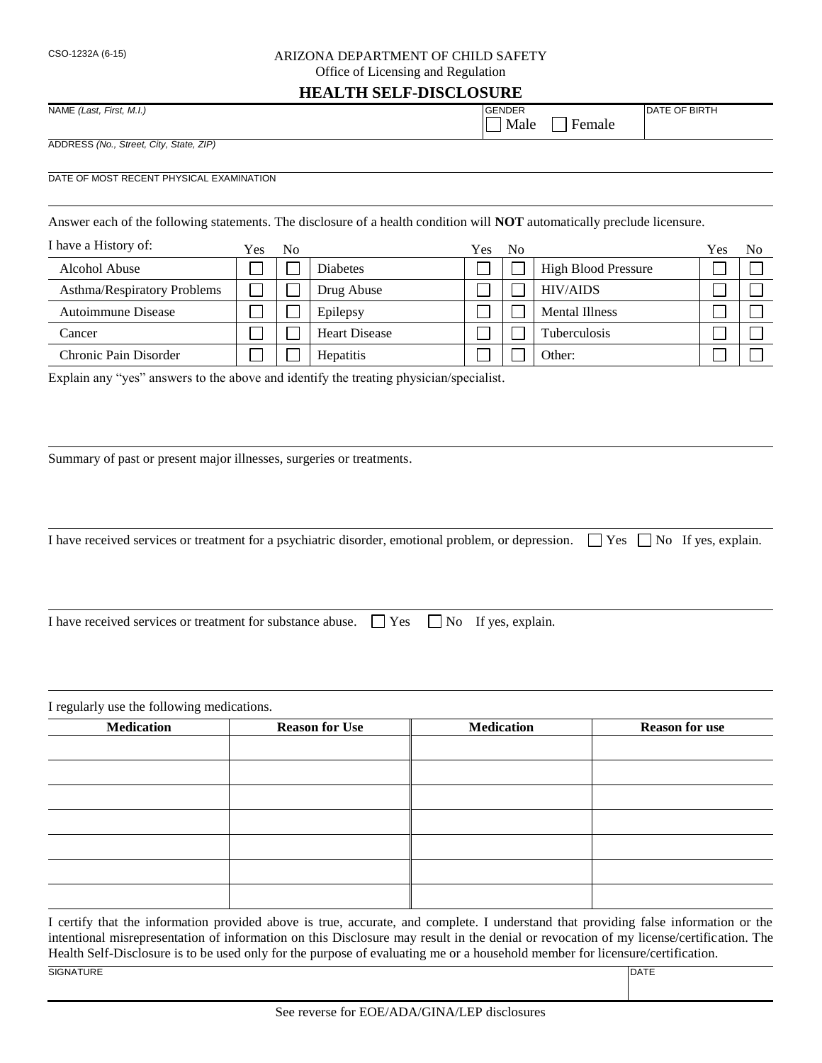CSO-1232A (6-15)

ARIZONA DEPARTMENT OF CHILD SAFETY
Office of Licensing and Regulation

# HEALTH SELF-DISCLOSURE

| NAME *(Last, First, M.I.)* | GENDER ☐ Male ☐ Female | DATE OF BIRTH |
|---|---|---|
| | | |

ADDRESS *(No., Street, City, State, ZIP)*

DATE OF MOST RECENT PHYSICAL EXAMINATION

Answer each of the following statements. The disclosure of a health condition will **NOT** automatically preclude licensure.

| I have a History of: | Yes | No | | Yes | No | | Yes | No |
|---|---|---|---|---|---|---|---|---|
| Alcohol Abuse | ☐ | ☐ | Diabetes | ☐ | ☐ | High Blood Pressure | ☐ | ☐ |
| Asthma/Respiratory Problems | ☐ | ☐ | Drug Abuse | ☐ | ☐ | HIV/AIDS | ☐ | ☐ |
| Autoimmune Disease | ☐ | ☐ | Epilepsy | ☐ | ☐ | Mental Illness | ☐ | ☐ |
| Cancer | ☐ | ☐ | Heart Disease | ☐ | ☐ | Tuberculosis | ☐ | ☐ |
| Chronic Pain Disorder | ☐ | ☐ | Hepatitis | ☐ | ☐ | Other: | ☐ | ☐ |

Explain any "yes" answers to the above and identify the treating physician/specialist.

Summary of past or present major illnesses, surgeries or treatments.

I have received services or treatment for a psychiatric disorder, emotional problem, or depression. ☐ Yes ☐ No If yes, explain.

I have received services or treatment for substance abuse. ☐ Yes ☐ No If yes, explain.

I regularly use the following medications.

| Medication | Reason for Use | Medication | Reason for use |
|---|---|---|---|
| | | | |
| | | | |
| | | | |
| | | | |
| | | | |
| | | | |
| | | | |

I certify that the information provided above is true, accurate, and complete. I understand that providing false information or the intentional misrepresentation of information on this Disclosure may result in the denial or revocation of my license/certification. The Health Self-Disclosure is to be used only for the purpose of evaluating me or a household member for licensure/certification.

| SIGNATURE | DATE |
|---|---|
| | |

See reverse for EOE/ADA/GINA/LEP disclosures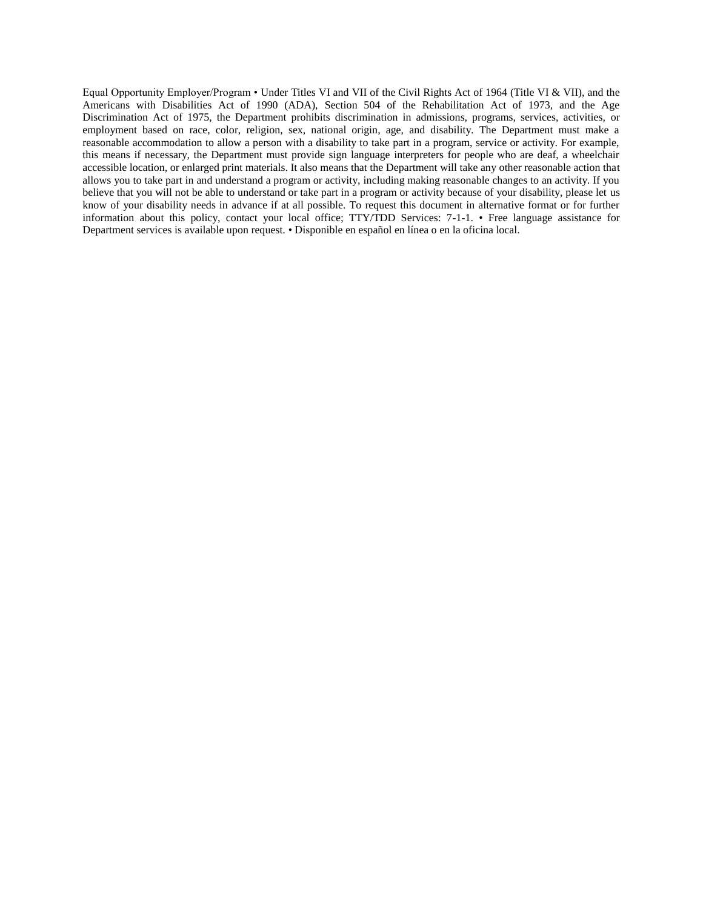Equal Opportunity Employer/Program • Under Titles VI and VII of the Civil Rights Act of 1964 (Title VI & VII), and the Americans with Disabilities Act of 1990 (ADA), Section 504 of the Rehabilitation Act of 1973, and the Age Discrimination Act of 1975, the Department prohibits discrimination in admissions, programs, services, activities, or employment based on race, color, religion, sex, national origin, age, and disability. The Department must make a reasonable accommodation to allow a person with a disability to take part in a program, service or activity. For example, this means if necessary, the Department must provide sign language interpreters for people who are deaf, a wheelchair accessible location, or enlarged print materials. It also means that the Department will take any other reasonable action that allows you to take part in and understand a program or activity, including making reasonable changes to an activity. If you believe that you will not be able to understand or take part in a program or activity because of your disability, please let us know of your disability needs in advance if at all possible. To request this document in alternative format or for further information about this policy, contact your local office; TTY/TDD Services: 7-1-1. • Free language assistance for Department services is available upon request. • Disponible en español en línea o en la oficina local.